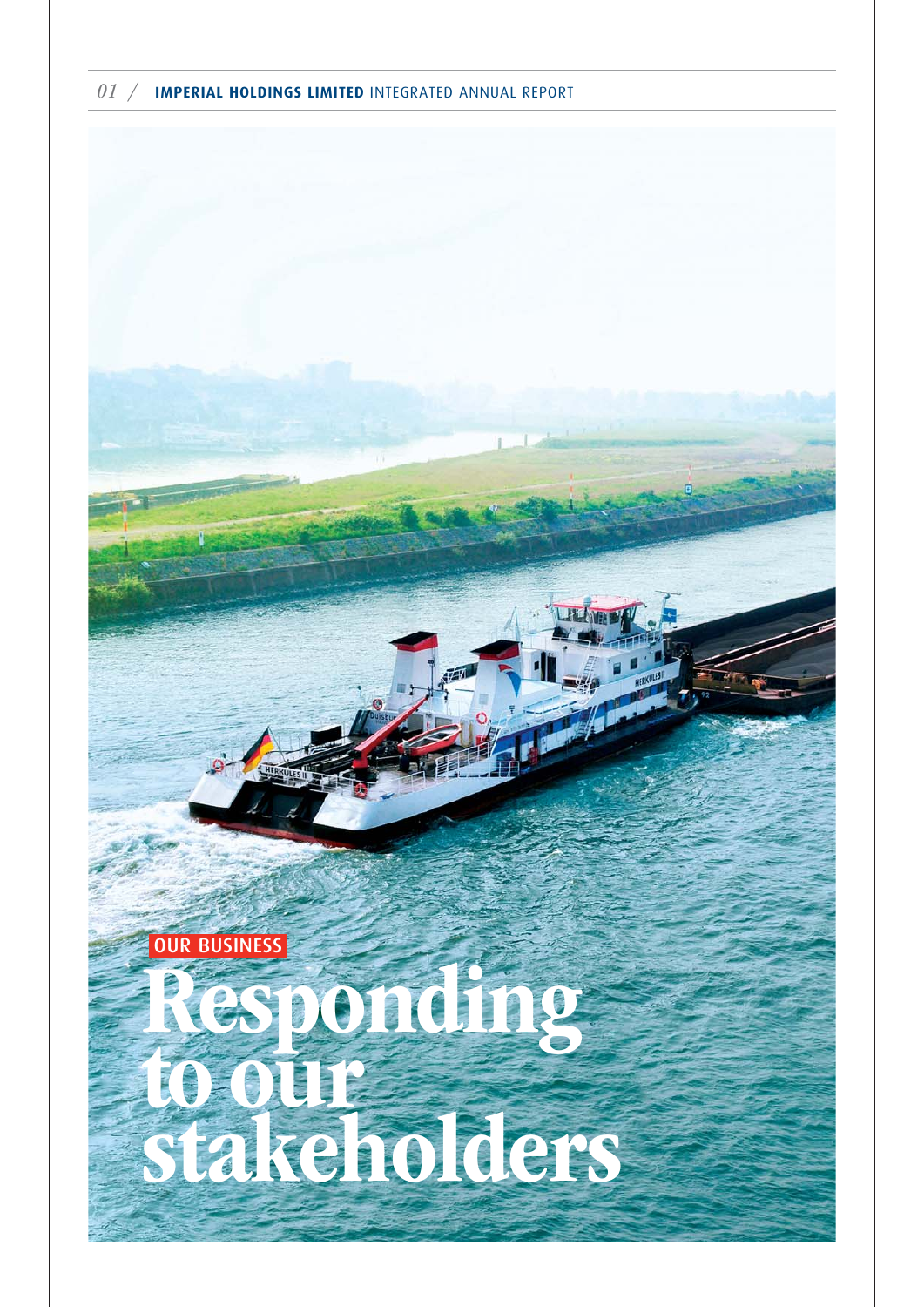OUR BUSINESS

# Responding to our stakeholders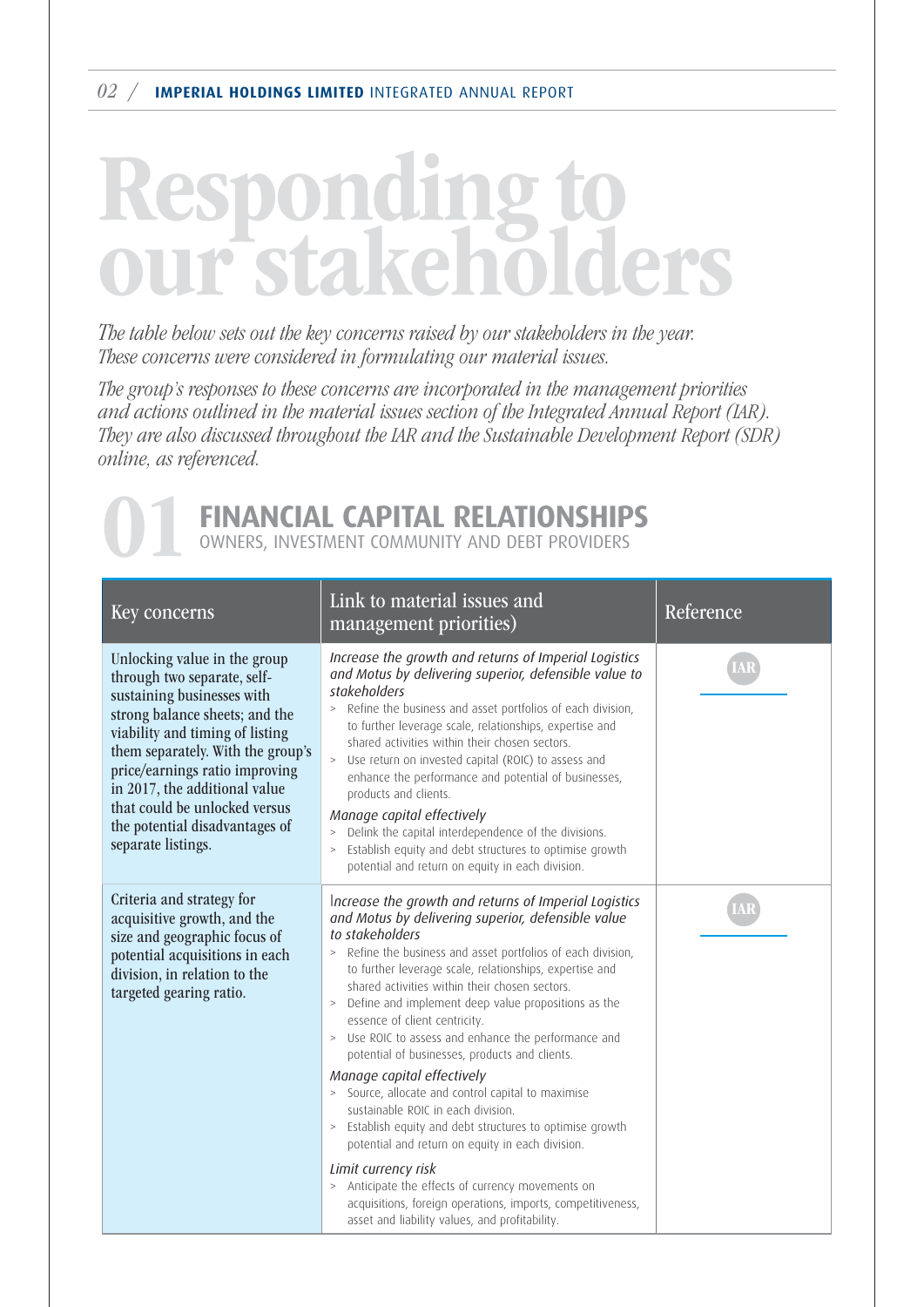# Responding to our stakeholders

*The table below sets out the key concerns raised by our stakeholders in the year. These concerns were considered in formulating our material issues.*

*The group's responses to these concerns are incorporated in the management priorities and actions outlined in the material issues section of the Integrated Annual Report (IAR). They are also discussed throughout the IAR and the Sustainable Development Report (SDR) online, as referenced.*

## 01 FINANCIAL CAPITAL RELATIONSHIPS

OWNERS, INVESTMENT COMMUNITY AND DEBT PROVIDERS

| Key concerns | Link to material issues and management priorities) | Reference |
|---|---|---|
| Unlocking value in the group through two separate, self-sustaining businesses with strong balance sheets; and the viability and timing of listing them separately. With the group's price/earnings ratio improving in 2017, the additional value that could be unlocked versus the potential disadvantages of separate listings. | *Increase the growth and returns of Imperial Logistics and Motus by delivering superior, defensible value to stakeholders*<br>> Refine the business and asset portfolios of each division, to further leverage scale, relationships, expertise and shared activities within their chosen sectors.<br>> Use return on invested capital (ROIC) to assess and enhance the performance and potential of businesses, products and clients.<br>*Manage capital effectively*<br>> Delink the capital interdependence of the divisions.<br>> Establish equity and debt structures to optimise growth potential and return on equity in each division. | IAR |
| Criteria and strategy for acquisitive growth, and the size and geographic focus of potential acquisitions in each division, in relation to the targeted gearing ratio. | *Increase the growth and returns of Imperial Logistics and Motus by delivering superior, defensible value to stakeholders*<br>> Refine the business and asset portfolios of each division, to further leverage scale, relationships, expertise and shared activities within their chosen sectors.<br>> Define and implement deep value propositions as the essence of client centricity.<br>> Use ROIC to assess and enhance the performance and potential of businesses, products and clients.<br>*Manage capital effectively*<br>> Source, allocate and control capital to maximise sustainable ROIC in each division.<br>> Establish equity and debt structures to optimise growth potential and return on equity in each division.<br>*Limit currency risk*<br>> Anticipate the effects of currency movements on acquisitions, foreign operations, imports, competitiveness, asset and liability values, and profitability. | IAR |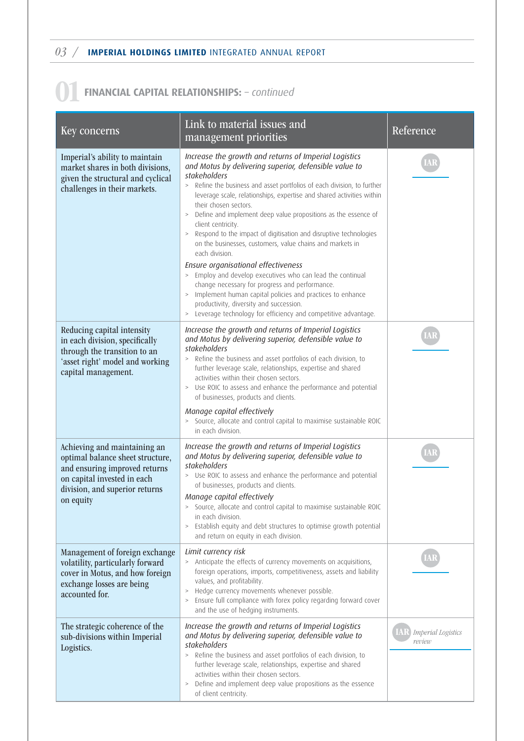## 01 FINANCIAL CAPITAL RELATIONSHIPS: – *continued*

| Key concerns | Link to material issues and management priorities | Reference |
|---|---|---|
| Imperial's ability to maintain market shares in both divisions, given the structural and cyclical challenges in their markets. | *Increase the growth and returns of Imperial Logistics and Motus by delivering superior, defensible value to stakeholders*<br>> Refine the business and asset portfolios of each division, to further leverage scale, relationships, expertise and shared activities within their chosen sectors.<br>> Define and implement deep value propositions as the essence of client centricity.<br>> Respond to the impact of digitisation and disruptive technologies on the businesses, customers, value chains and markets in each division.<br>*Ensure organisational effectiveness*<br>> Employ and develop executives who can lead the continual change necessary for progress and performance.<br>> Implement human capital policies and practices to enhance productivity, diversity and succession.<br>> Leverage technology for efficiency and competitive advantage. | IAR |
| Reducing capital intensity in each division, specifically through the transition to an 'asset right' model and working capital management. | *Increase the growth and returns of Imperial Logistics and Motus by delivering superior, defensible value to stakeholders*<br>> Refine the business and asset portfolios of each division, to further leverage scale, relationships, expertise and shared activities within their chosen sectors.<br>> Use ROIC to assess and enhance the performance and potential of businesses, products and clients.<br>*Manage capital effectively*<br>> Source, allocate and control capital to maximise sustainable ROIC in each division. | IAR |
| Achieving and maintaining an optimal balance sheet structure, and ensuring improved returns on capital invested in each division, and superior returns on equity | *Increase the growth and returns of Imperial Logistics and Motus by delivering superior, defensible value to stakeholders*<br>> Use ROIC to assess and enhance the performance and potential of businesses, products and clients.<br>*Manage capital effectively*<br>> Source, allocate and control capital to maximise sustainable ROIC in each division.<br>> Establish equity and debt structures to optimise growth potential and return on equity in each division. | IAR |
| Management of foreign exchange volatility, particularly forward cover in Motus, and how foreign exchange losses are being accounted for. | *Limit currency risk*<br>> Anticipate the effects of currency movements on acquisitions, foreign operations, imports, competitiveness, assets and liability values, and profitability.<br>> Hedge currency movements whenever possible.<br>> Ensure full compliance with forex policy regarding forward cover and the use of hedging instruments. | IAR |
| The strategic coherence of the sub-divisions within Imperial Logistics. | *Increase the growth and returns of Imperial Logistics and Motus by delivering superior, defensible value to stakeholders*<br>> Refine the business and asset portfolios of each division, to further leverage scale, relationships, expertise and shared activities within their chosen sectors.<br>> Define and implement deep value propositions as the essence of client centricity. | IAR *Imperial Logistics review* |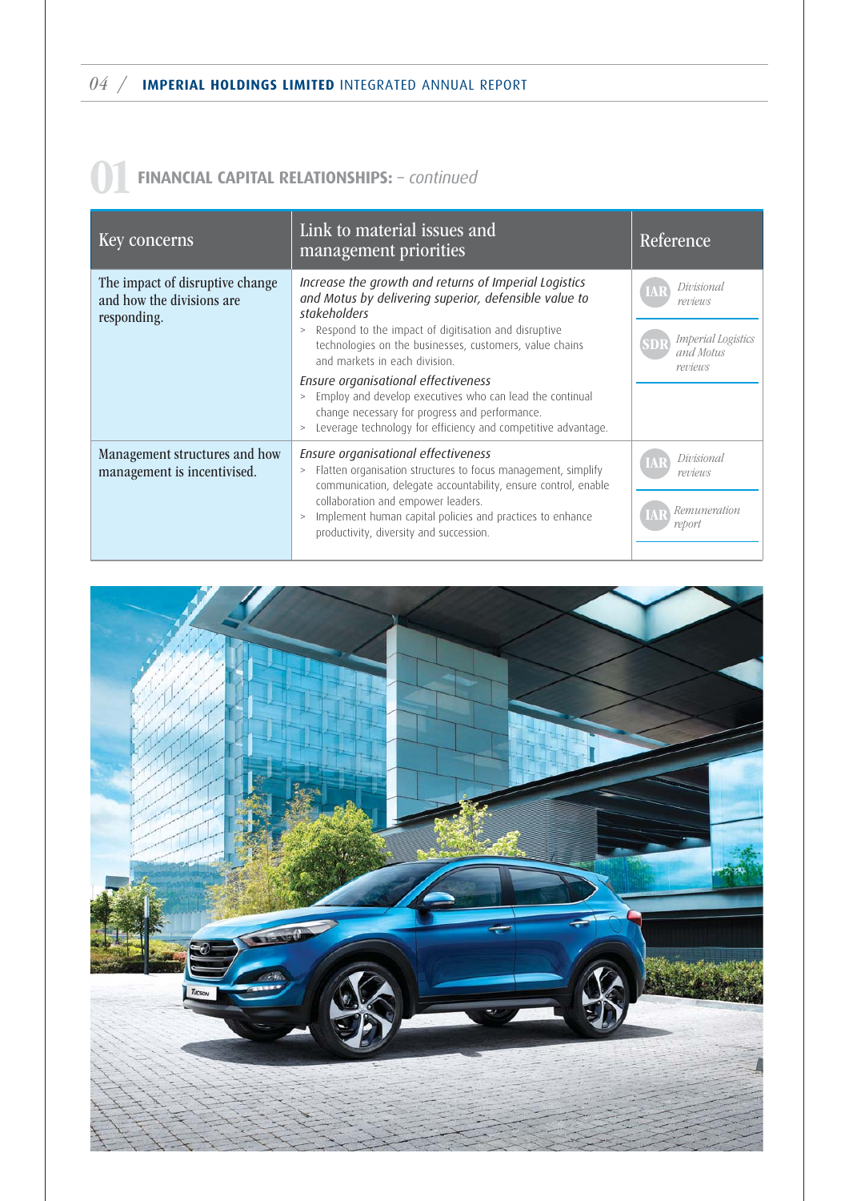## 01 FINANCIAL CAPITAL RELATIONSHIPS: – *continued*

| Key concerns | Link to material issues and management priorities | Reference |
|---|---|---|
| The impact of disruptive change and how the divisions are responding. | *Increase the growth and returns of Imperial Logistics and Motus by delivering superior, defensible value to stakeholders*<br>> Respond to the impact of digitisation and disruptive technologies on the businesses, customers, value chains and markets in each division.<br>*Ensure organisational effectiveness*<br>> Employ and develop executives who can lead the continual change necessary for progress and performance.<br>> Leverage technology for efficiency and competitive advantage. | IAR *Divisional reviews*<br>SDR *Imperial Logistics and Motus reviews* |
| Management structures and how management is incentivised. | *Ensure organisational effectiveness*<br>> Flatten organisation structures to focus management, simplify communication, delegate accountability, ensure control, enable collaboration and empower leaders.<br>> Implement human capital policies and practices to enhance productivity, diversity and succession. | IAR *Divisional reviews*<br>IAR *Remuneration report* |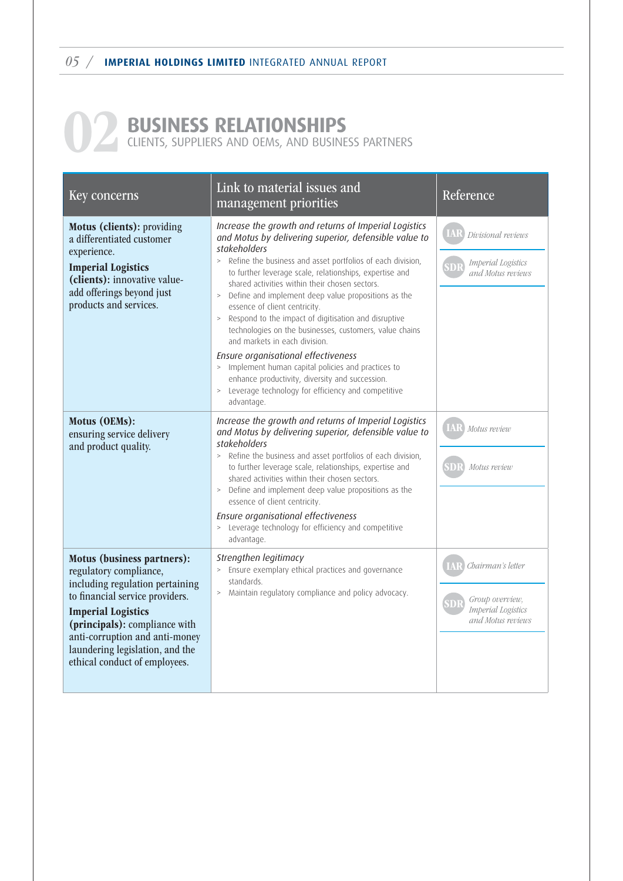# 02 BUSINESS RELATIONSHIPS

## CLIENTS, SUPPLIERS AND OEMs, AND BUSINESS PARTNERS

| Key concerns | Link to material issues and management priorities | Reference |
|---|---|---|
| **Motus (clients):** providing a differentiated customer experience.<br>**Imperial Logistics (clients):** innovative value-add offerings beyond just products and services. | *Increase the growth and returns of Imperial Logistics and Motus by delivering superior, defensible value to stakeholders*<br>> Refine the business and asset portfolios of each division, to further leverage scale, relationships, expertise and shared activities within their chosen sectors.<br>> Define and implement deep value propositions as the essence of client centricity.<br>> Respond to the impact of digitisation and disruptive technologies on the businesses, customers, value chains and markets in each division.<br>*Ensure organisational effectiveness*<br>> Implement human capital policies and practices to enhance productivity, diversity and succession.<br>> Leverage technology for efficiency and competitive advantage. | IAR *Divisional reviews*<br>SDR *Imperial Logistics and Motus reviews* |
| **Motus (OEMs):** ensuring service delivery and product quality. | *Increase the growth and returns of Imperial Logistics and Motus by delivering superior, defensible value to stakeholders*<br>> Refine the business and asset portfolios of each division, to further leverage scale, relationships, expertise and shared activities within their chosen sectors.<br>> Define and implement deep value propositions as the essence of client centricity.<br>*Ensure organisational effectiveness*<br>> Leverage technology for efficiency and competitive advantage. | IAR *Motus review*<br>SDR *Motus review* |
| **Motus (business partners):** regulatory compliance, including regulation pertaining to financial service providers.<br>**Imperial Logistics (principals):** compliance with anti-corruption and anti-money laundering legislation, and the ethical conduct of employees. | *Strengthen legitimacy*<br>> Ensure exemplary ethical practices and governance standards.<br>> Maintain regulatory compliance and policy advocacy. | IAR *Chairman's letter*<br>SDR *Group overview, Imperial Logistics and Motus reviews* |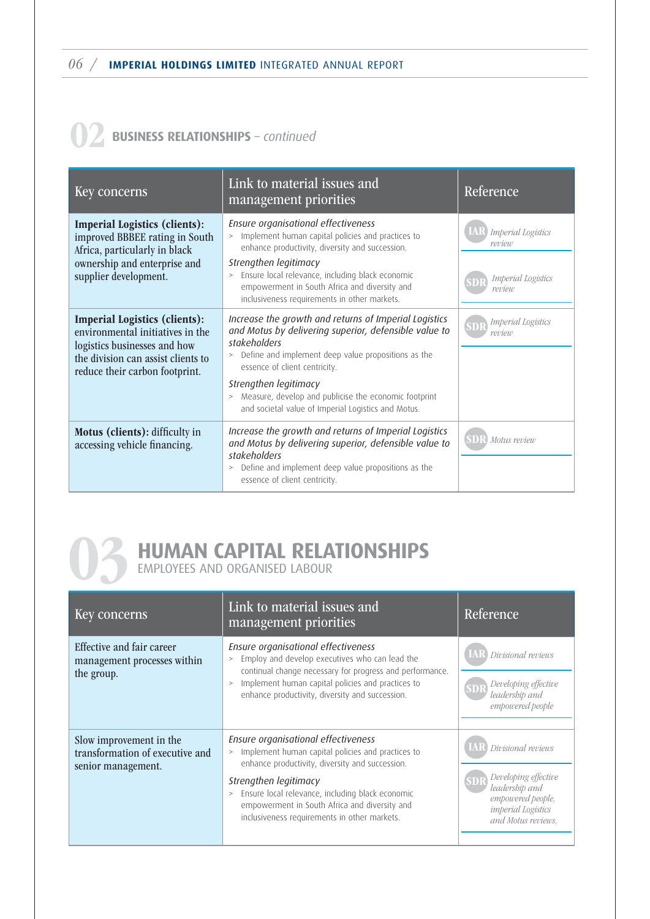## 02 BUSINESS RELATIONSHIPS – *continued*

| Key concerns | Link to material issues and management priorities | Reference |
|---|---|---|
| **Imperial Logistics (clients):** improved BBBEE rating in South Africa, particularly in black ownership and enterprise and supplier development. | *Ensure organisational effectiveness*<br>> Implement human capital policies and practices to enhance productivity, diversity and succession.<br>*Strengthen legitimacy*<br>> Ensure local relevance, including black economic empowerment in South Africa and diversity and inclusiveness requirements in other markets. | IAR *Imperial Logistics review*<br>SDR *Imperial Logistics review* |
| **Imperial Logistics (clients):** environmental initiatives in the logistics businesses and how the division can assist clients to reduce their carbon footprint. | *Increase the growth and returns of Imperial Logistics and Motus by delivering superior, defensible value to stakeholders*<br>> Define and implement deep value propositions as the essence of client centricity.<br>*Strengthen legitimacy*<br>> Measure, develop and publicise the economic footprint and societal value of Imperial Logistics and Motus. | SDR *Imperial Logistics review* |
| **Motus (clients):** difficulty in accessing vehicle financing. | *Increase the growth and returns of Imperial Logistics and Motus by delivering superior, defensible value to stakeholders*<br>> Define and implement deep value propositions as the essence of client centricity. | SDR *Motus review* |

## 03 HUMAN CAPITAL RELATIONSHIPS

EMPLOYEES AND ORGANISED LABOUR

| Key concerns | Link to material issues and management priorities | Reference |
|---|---|---|
| Effective and fair career management processes within the group. | *Ensure organisational effectiveness*<br>> Employ and develop executives who can lead the continual change necessary for progress and performance.<br>> Implement human capital policies and practices to enhance productivity, diversity and succession. | IAR *Divisional reviews*<br>SDR *Developing effective leadership and empowered people* |
| Slow improvement in the transformation of executive and senior management. | *Ensure organisational effectiveness*<br>> Implement human capital policies and practices to enhance productivity, diversity and succession.<br>*Strengthen legitimacy*<br>> Ensure local relevance, including black economic empowerment in South Africa and diversity and inclusiveness requirements in other markets. | IAR *Divisional reviews*<br>SDR *Developing effective leadership and empowered people, imperial Logistics and Motus reviews,* |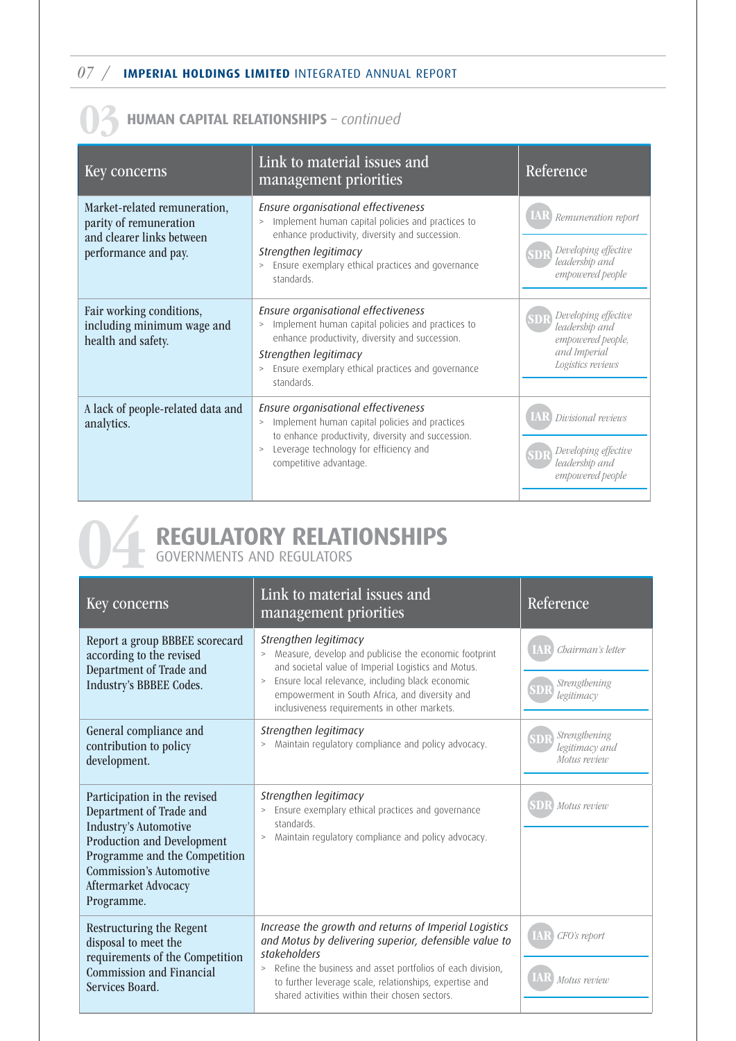## 03 HUMAN CAPITAL RELATIONSHIPS – *continued*

| Key concerns | Link to material issues and management priorities | Reference |
|---|---|---|
| Market-related remuneration, parity of remuneration and clearer links between performance and pay. | *Ensure organisational effectiveness*<br>> Implement human capital policies and practices to enhance productivity, diversity and succession.<br>*Strengthen legitimacy*<br>> Ensure exemplary ethical practices and governance standards. | IAR *Remuneration report*<br>SDR *Developing effective leadership and empowered people* |
| Fair working conditions, including minimum wage and health and safety. | *Ensure organisational effectiveness*<br>> Implement human capital policies and practices to enhance productivity, diversity and succession.<br>*Strengthen legitimacy*<br>> Ensure exemplary ethical practices and governance standards. | SDR *Developing effective leadership and empowered people, and Imperial Logistics reviews* |
| A lack of people-related data and analytics. | *Ensure organisational effectiveness*<br>> Implement human capital policies and practices to enhance productivity, diversity and succession.<br>> Leverage technology for efficiency and competitive advantage. | IAR *Divisional reviews*<br>SDR *Developing effective leadership and empowered people* |

## 04 REGULATORY RELATIONSHIPS

GOVERNMENTS AND REGULATORS

| Key concerns | Link to material issues and management priorities | Reference |
|---|---|---|
| Report a group BBBEE scorecard according to the revised Department of Trade and Industry's BBBEE Codes. | *Strengthen legitimacy*<br>> Measure, develop and publicise the economic footprint and societal value of Imperial Logistics and Motus.<br>> Ensure local relevance, including black economic empowerment in South Africa, and diversity and inclusiveness requirements in other markets. | IAR *Chairman's letter*<br>SDR *Strengthening legitimacy* |
| General compliance and contribution to policy development. | *Strengthen legitimacy*<br>> Maintain regulatory compliance and policy advocacy. | SDR *Strengthening legitimacy and Motus review* |
| Participation in the revised Department of Trade and Industry's Automotive Production and Development Programme and the Competition Commission's Automotive Aftermarket Advocacy Programme. | *Strengthen legitimacy*<br>> Ensure exemplary ethical practices and governance standards.<br>> Maintain regulatory compliance and policy advocacy. | SDR *Motus review* |
| Restructuring the Regent disposal to meet the requirements of the Competition Commission and Financial Services Board. | *Increase the growth and returns of Imperial Logistics and Motus by delivering superior, defensible value to stakeholders*<br>> Refine the business and asset portfolios of each division, to further leverage scale, relationships, expertise and shared activities within their chosen sectors. | IAR *CFO's report*<br>IAR *Motus review* |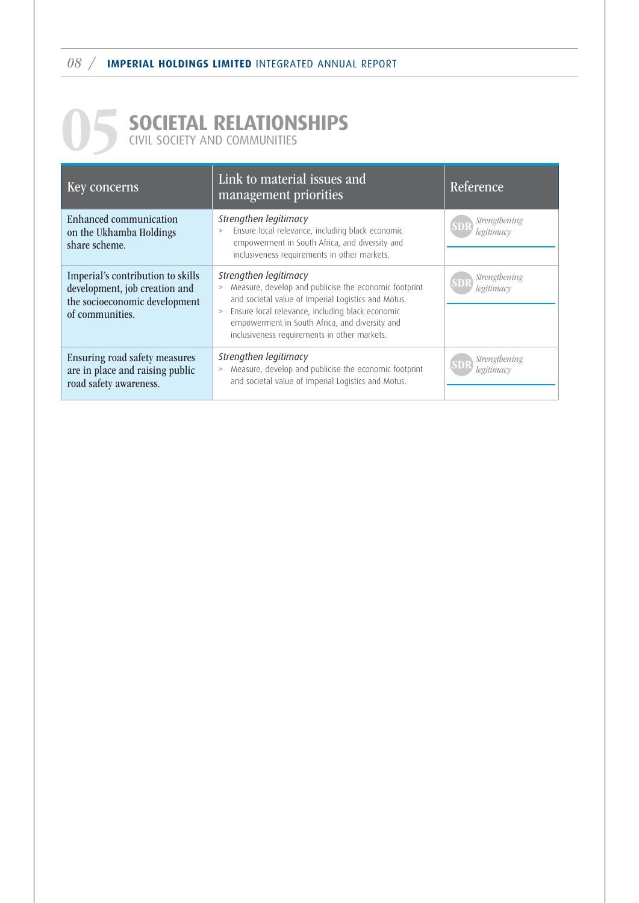# 05 SOCIETAL RELATIONSHIPS
## CIVIL SOCIETY AND COMMUNITIES

| Key concerns | Link to material issues and management priorities | Reference |
|---|---|---|
| Enhanced communication on the Ukhamba Holdings share scheme. | *Strengthen legitimacy*<br>> Ensure local relevance, including black economic empowerment in South Africa, and diversity and inclusiveness requirements in other markets. | SDR *Strengthening legitimacy* |
| Imperial's contribution to skills development, job creation and the socioeconomic development of communities. | *Strengthen legitimacy*<br>> Measure, develop and publicise the economic footprint and societal value of Imperial Logistics and Motus.<br>> Ensure local relevance, including black economic empowerment in South Africa, and diversity and inclusiveness requirements in other markets. | SDR *Strengthening legitimacy* |
| Ensuring road safety measures are in place and raising public road safety awareness. | *Strengthen legitimacy*<br>> Measure, develop and publicise the economic footprint and societal value of Imperial Logistics and Motus. | SDR *Strengthening legitimacy* |